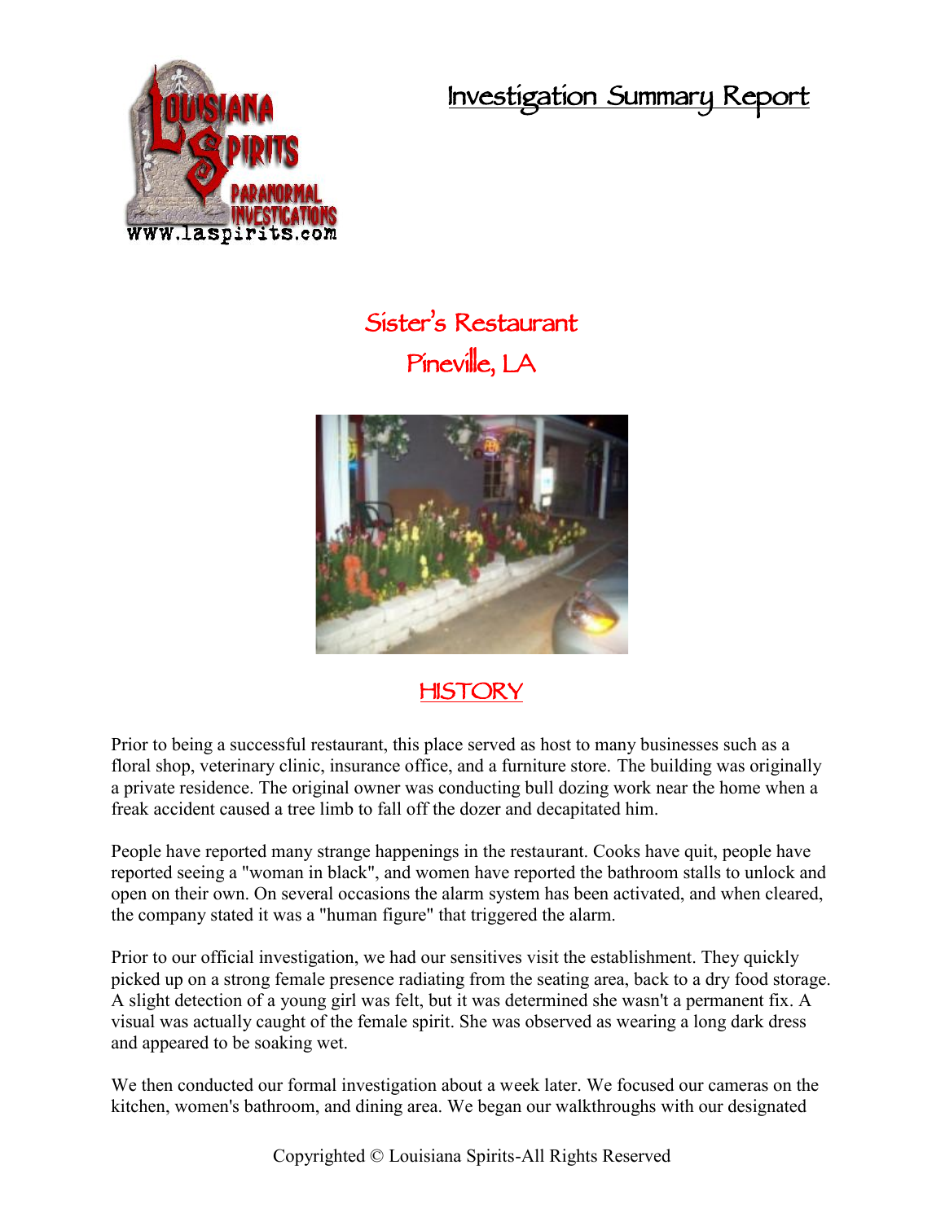# Investigation Summary Report

## Sister's Restaurant
## Pineville, LA

### HISTORY

Prior to being a successful restaurant, this place served as host to many businesses such as a floral shop, veterinary clinic, insurance office, and a furniture store. The building was originally a private residence. The original owner was conducting bull dozing work near the home when a freak accident caused a tree limb to fall off the dozer and decapitated him.

People have reported many strange happenings in the restaurant. Cooks have quit, people have reported seeing a "woman in black", and women have reported the bathroom stalls to unlock and open on their own. On several occasions the alarm system has been activated, and when cleared, the company stated it was a "human figure" that triggered the alarm.

Prior to our official investigation, we had our sensitives visit the establishment. They quickly picked up on a strong female presence radiating from the seating area, back to a dry food storage. A slight detection of a young girl was felt, but it was determined she wasn't a permanent fix. A visual was actually caught of the female spirit. She was observed as wearing a long dark dress and appeared to be soaking wet.

We then conducted our formal investigation about a week later. We focused our cameras on the kitchen, women's bathroom, and dining area. We began our walkthroughs with our designated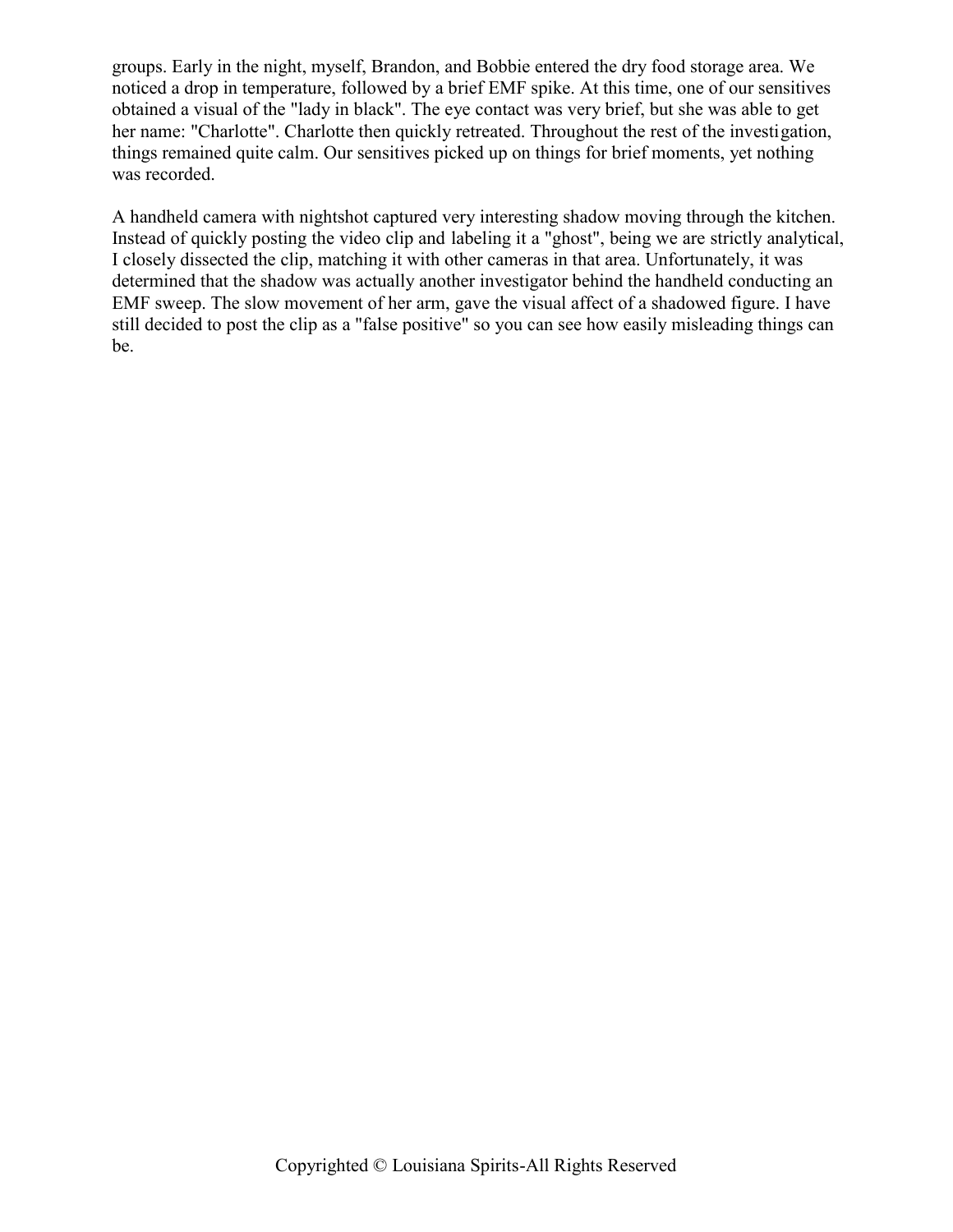groups. Early in the night, myself, Brandon, and Bobbie entered the dry food storage area. We noticed a drop in temperature, followed by a brief EMF spike. At this time, one of our sensitives obtained a visual of the "lady in black". The eye contact was very brief, but she was able to get her name: "Charlotte". Charlotte then quickly retreated. Throughout the rest of the investigation, things remained quite calm. Our sensitives picked up on things for brief moments, yet nothing was recorded.

A handheld camera with nightshot captured very interesting shadow moving through the kitchen. Instead of quickly posting the video clip and labeling it a "ghost", being we are strictly analytical, I closely dissected the clip, matching it with other cameras in that area. Unfortunately, it was determined that the shadow was actually another investigator behind the handheld conducting an EMF sweep. The slow movement of her arm, gave the visual affect of a shadowed figure. I have still decided to post the clip as a "false positive" so you can see how easily misleading things can be.

Copyrighted © Louisiana Spirits-All Rights Reserved